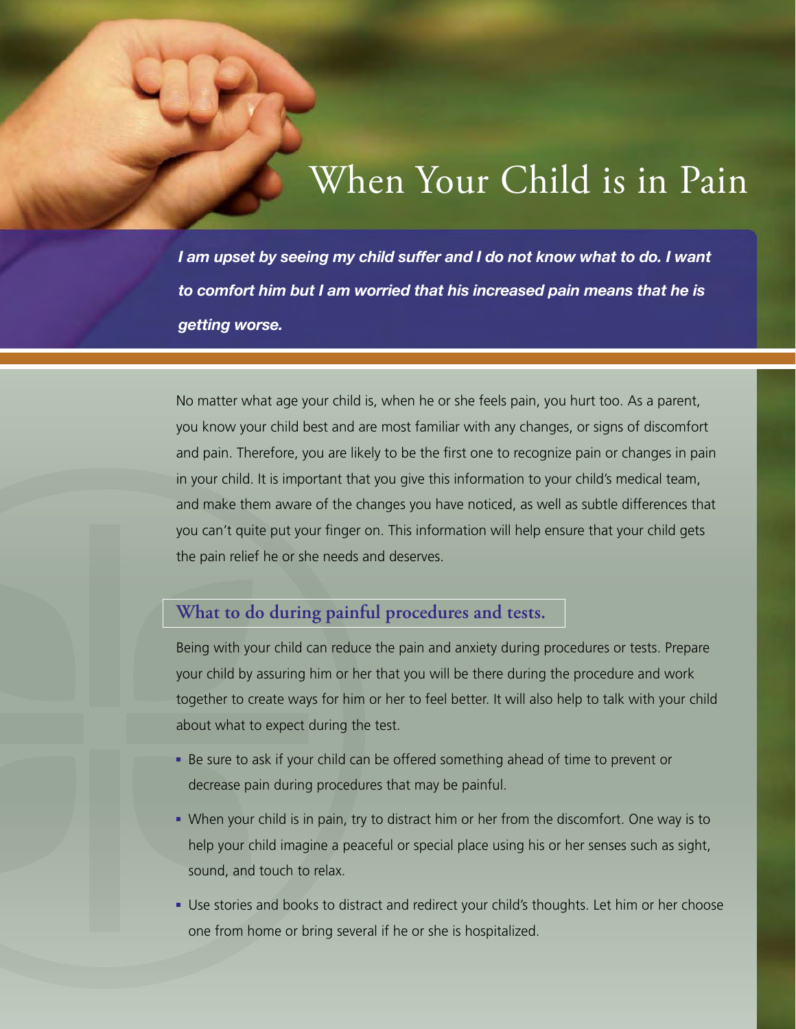# When Your Child is in Pain

***I am upset by seeing my child suffer and I do not know what to do. I want to comfort him but I am worried that his increased pain means that he is getting worse.***

No matter what age your child is, when he or she feels pain, you hurt too. As a parent, you know your child best and are most familiar with any changes, or signs of discomfort and pain. Therefore, you are likely to be the first one to recognize pain or changes in pain in your child. It is important that you give this information to your child's medical team, and make them aware of the changes you have noticed, as well as subtle differences that you can't quite put your finger on. This information will help ensure that your child gets the pain relief he or she needs and deserves.

## What to do during painful procedures and tests.

Being with your child can reduce the pain and anxiety during procedures or tests. Prepare your child by assuring him or her that you will be there during the procedure and work together to create ways for him or her to feel better. It will also help to talk with your child about what to expect during the test.

- Be sure to ask if your child can be offered something ahead of time to prevent or decrease pain during procedures that may be painful.
- When your child is in pain, try to distract him or her from the discomfort. One way is to help your child imagine a peaceful or special place using his or her senses such as sight, sound, and touch to relax.
- Use stories and books to distract and redirect your child's thoughts. Let him or her choose one from home or bring several if he or she is hospitalized.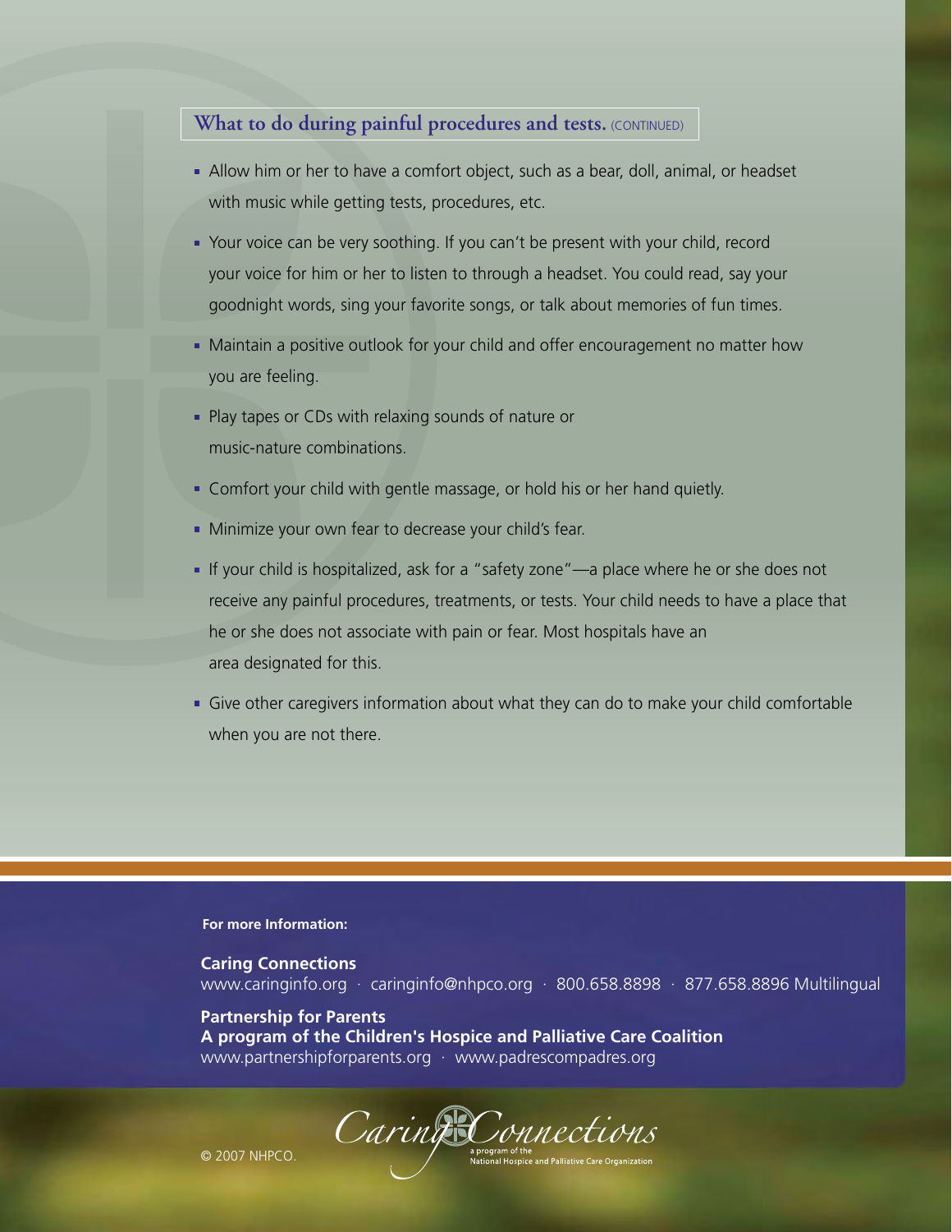## What to do during painful procedures and tests. (CONTINUED)

- Allow him or her to have a comfort object, such as a bear, doll, animal, or headset with music while getting tests, procedures, etc.
- Your voice can be very soothing. If you can't be present with your child, record your voice for him or her to listen to through a headset. You could read, say your goodnight words, sing your favorite songs, or talk about memories of fun times.
- Maintain a positive outlook for your child and offer encouragement no matter how you are feeling.
- Play tapes or CDs with relaxing sounds of nature or music-nature combinations.
- Comfort your child with gentle massage, or hold his or her hand quietly.
- Minimize your own fear to decrease your child's fear.
- If your child is hospitalized, ask for a "safety zone"—a place where he or she does not receive any painful procedures, treatments, or tests. Your child needs to have a place that he or she does not associate with pain or fear. Most hospitals have an area designated for this.
- Give other caregivers information about what they can do to make your child comfortable when you are not there.

**For more Information:**

**Caring Connections**
www.caringinfo.org · caringinfo@nhpco.org · 800.658.8898 · 877.658.8896 Multilingual

**Partnership for Parents**
**A program of the Children's Hospice and Palliative Care Coalition**
www.partnershipforparents.org · www.padrescompadres.org

© 2007 NHPCO.

Caring Connections
a program of the National Hospice and Palliative Care Organization